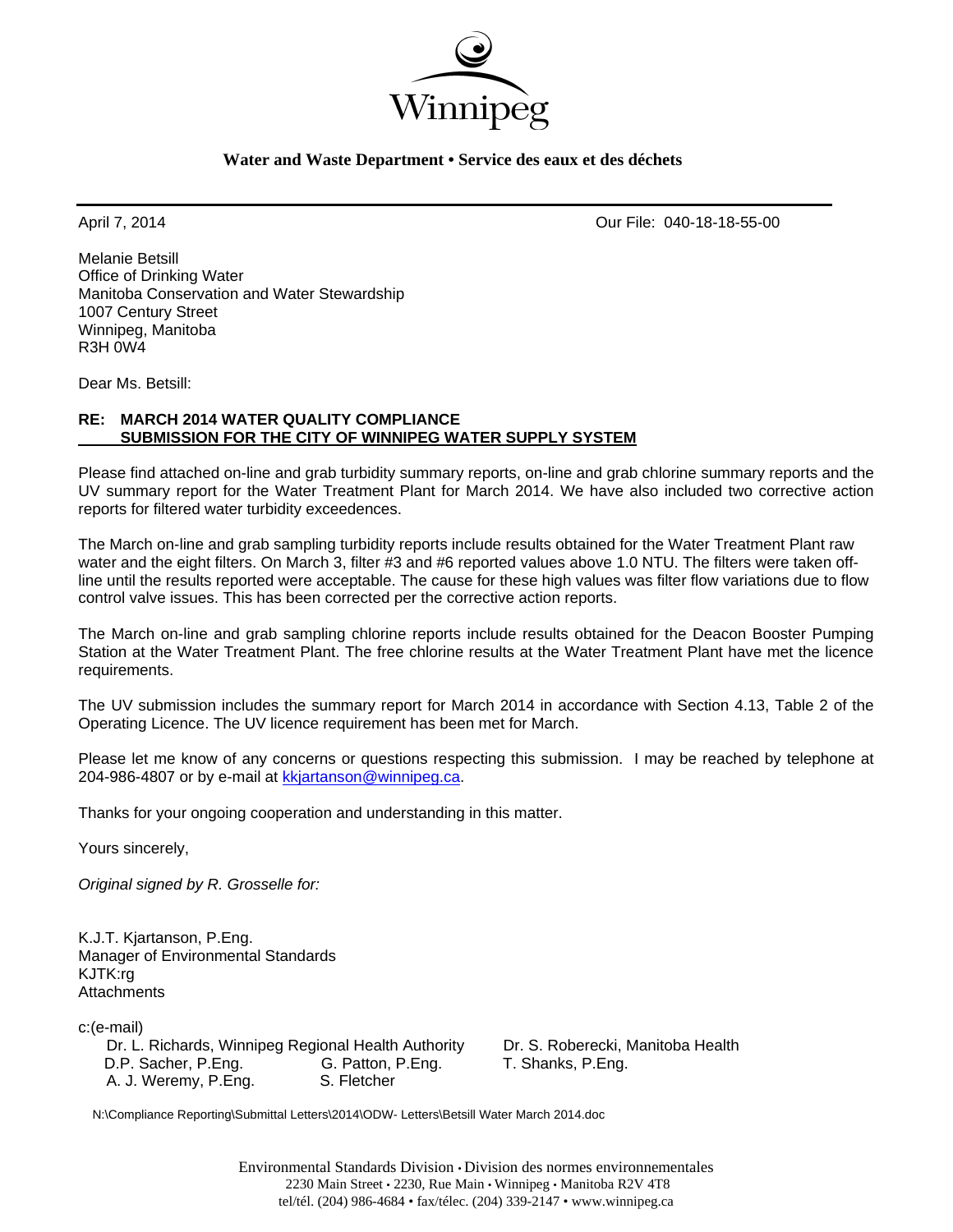Winnipeg

**Water and Waste Department • Service des eaux et des déchets**

---

April 7, 2014 Our File: 040-18-18-55-00

Melanie Betsill
Office of Drinking Water
Manitoba Conservation and Water Stewardship
1007 Century Street
Winnipeg, Manitoba
R3H 0W4

Dear Ms. Betsill:

**RE: MARCH 2014 WATER QUALITY COMPLIANCE**
**<u>SUBMISSION FOR THE CITY OF WINNIPEG WATER SUPPLY SYSTEM</u>**

Please find attached on-line and grab turbidity summary reports, on-line and grab chlorine summary reports and the UV summary report for the Water Treatment Plant for March 2014. We have also included two corrective action reports for filtered water turbidity exceedences.

The March on-line and grab sampling turbidity reports include results obtained for the Water Treatment Plant raw water and the eight filters. On March 3, filter #3 and #6 reported values above 1.0 NTU. The filters were taken off-line until the results reported were acceptable. The cause for these high values was filter flow variations due to flow control valve issues. This has been corrected per the corrective action reports.

The March on-line and grab sampling chlorine reports include results obtained for the Deacon Booster Pumping Station at the Water Treatment Plant. The free chlorine results at the Water Treatment Plant have met the licence requirements.

The UV submission includes the summary report for March 2014 in accordance with Section 4.13, Table 2 of the Operating Licence. The UV licence requirement has been met for March.

Please let me know of any concerns or questions respecting this submission. I may be reached by telephone at 204-986-4807 or by e-mail at kkjartanson@winnipeg.ca.

Thanks for your ongoing cooperation and understanding in this matter.

Yours sincerely,

*Original signed by R. Grosselle for:*

K.J.T. Kjartanson, P.Eng.
Manager of Environmental Standards
KJTK:rg
Attachments

c:(e-mail)
Dr. L. Richards, Winnipeg Regional Health Authority
Dr. S. Roberecki, Manitoba Health
D.P. Sacher, P.Eng.
G. Patton, P.Eng.
T. Shanks, P.Eng.
A. J. Weremy, P.Eng.
S. Fletcher

N:\Compliance Reporting\Submittal Letters\2014\ODW- Letters\Betsill Water March 2014.doc

Environmental Standards Division • Division des normes environnementales
2230 Main Street • 2230, Rue Main • Winnipeg • Manitoba R2V 4T8
tel/tél. (204) 986-4684 • fax/télec. (204) 339-2147 • www.winnipeg.ca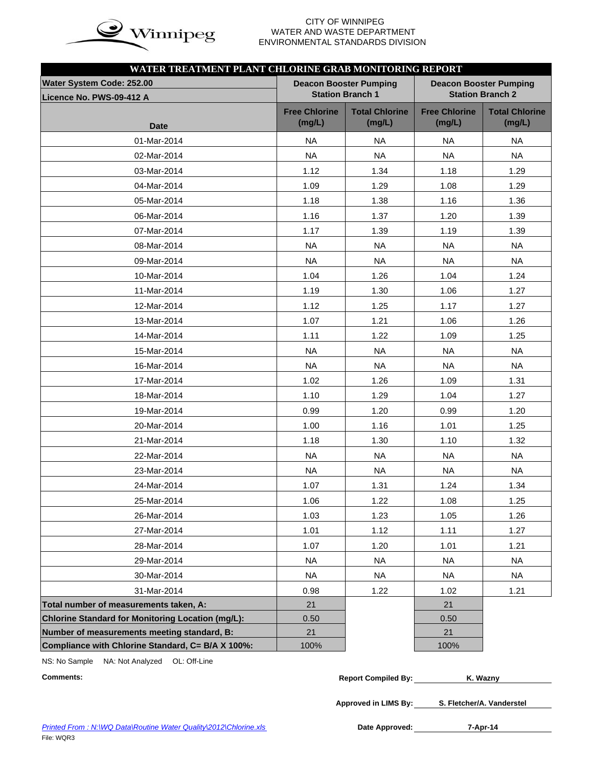CITY OF WINNIPEG
WATER AND WASTE DEPARTMENT
ENVIRONMENTAL STANDARDS DIVISION

## WATER TREATMENT PLANT CHLORINE GRAB MONITORING REPORT

| Water System Code: 252.00 / Licence No. PWS-09-412 A | Deacon Booster Pumping Station Branch 1 | | Deacon Booster Pumping Station Branch 2 | |
|---|---|---|---|---|
| Date | Free Chlorine (mg/L) | Total Chlorine (mg/L) | Free Chlorine (mg/L) | Total Chlorine (mg/L) |
| 01-Mar-2014 | NA | NA | NA | NA |
| 02-Mar-2014 | NA | NA | NA | NA |
| 03-Mar-2014 | 1.12 | 1.34 | 1.18 | 1.29 |
| 04-Mar-2014 | 1.09 | 1.29 | 1.08 | 1.29 |
| 05-Mar-2014 | 1.18 | 1.38 | 1.16 | 1.36 |
| 06-Mar-2014 | 1.16 | 1.37 | 1.20 | 1.39 |
| 07-Mar-2014 | 1.17 | 1.39 | 1.19 | 1.39 |
| 08-Mar-2014 | NA | NA | NA | NA |
| 09-Mar-2014 | NA | NA | NA | NA |
| 10-Mar-2014 | 1.04 | 1.26 | 1.04 | 1.24 |
| 11-Mar-2014 | 1.19 | 1.30 | 1.06 | 1.27 |
| 12-Mar-2014 | 1.12 | 1.25 | 1.17 | 1.27 |
| 13-Mar-2014 | 1.07 | 1.21 | 1.06 | 1.26 |
| 14-Mar-2014 | 1.11 | 1.22 | 1.09 | 1.25 |
| 15-Mar-2014 | NA | NA | NA | NA |
| 16-Mar-2014 | NA | NA | NA | NA |
| 17-Mar-2014 | 1.02 | 1.26 | 1.09 | 1.31 |
| 18-Mar-2014 | 1.10 | 1.29 | 1.04 | 1.27 |
| 19-Mar-2014 | 0.99 | 1.20 | 0.99 | 1.20 |
| 20-Mar-2014 | 1.00 | 1.16 | 1.01 | 1.25 |
| 21-Mar-2014 | 1.18 | 1.30 | 1.10 | 1.32 |
| 22-Mar-2014 | NA | NA | NA | NA |
| 23-Mar-2014 | NA | NA | NA | NA |
| 24-Mar-2014 | 1.07 | 1.31 | 1.24 | 1.34 |
| 25-Mar-2014 | 1.06 | 1.22 | 1.08 | 1.25 |
| 26-Mar-2014 | 1.03 | 1.23 | 1.05 | 1.26 |
| 27-Mar-2014 | 1.01 | 1.12 | 1.11 | 1.27 |
| 28-Mar-2014 | 1.07 | 1.20 | 1.01 | 1.21 |
| 29-Mar-2014 | NA | NA | NA | NA |
| 30-Mar-2014 | NA | NA | NA | NA |
| 31-Mar-2014 | 0.98 | 1.22 | 1.02 | 1.21 |
| **Total number of measurements taken, A:** | 21 | | 21 | |
| **Chlorine Standard for Monitoring Location (mg/L):** | 0.50 | | 0.50 | |
| **Number of measurements meeting standard, B:** | 21 | | 21 | |
| **Compliance with Chlorine Standard, C= B/A X 100%:** | 100% | | 100% | |

NS: No Sample NA: Not Analyzed OL: Off-Line

**Comments:**

**Report Compiled By:** K. Wazny

**Approved in LIMS By:** S. Fletcher/A. Vanderstel

**Date Approved:** 7-Apr-14

*Printed From : N:\WQ Data\Routine Water Quality\2012\Chlorine.xls*

File: WQR3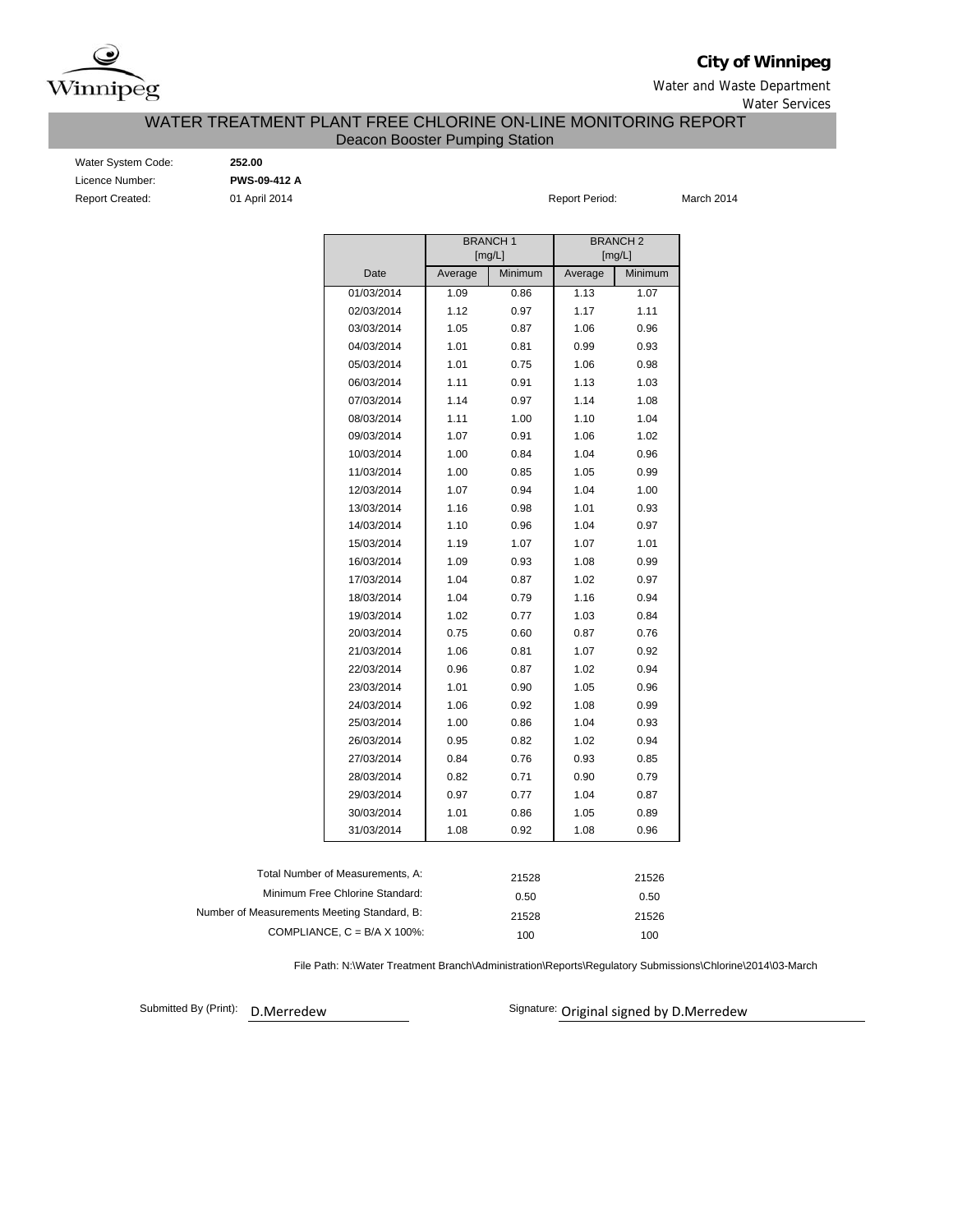**City of Winnipeg**

Water and Waste Department

Water Services

# WATER TREATMENT PLANT FREE CHLORINE ON-LINE MONITORING REPORT

## Deacon Booster Pumping Station

Water System Code: **252.00**

Licence Number: **PWS-09-412 A**

Report Created: 01 April 2014

Report Period: March 2014

| | BRANCH 1 [mg/L] | | BRANCH 2 [mg/L] | |
|---|---|---|---|---|
| Date | Average | Minimum | Average | Minimum |
| 01/03/2014 | 1.09 | 0.86 | 1.13 | 1.07 |
| 02/03/2014 | 1.12 | 0.97 | 1.17 | 1.11 |
| 03/03/2014 | 1.05 | 0.87 | 1.06 | 0.96 |
| 04/03/2014 | 1.01 | 0.81 | 0.99 | 0.93 |
| 05/03/2014 | 1.01 | 0.75 | 1.06 | 0.98 |
| 06/03/2014 | 1.11 | 0.91 | 1.13 | 1.03 |
| 07/03/2014 | 1.14 | 0.97 | 1.14 | 1.08 |
| 08/03/2014 | 1.11 | 1.00 | 1.10 | 1.04 |
| 09/03/2014 | 1.07 | 0.91 | 1.06 | 1.02 |
| 10/03/2014 | 1.00 | 0.84 | 1.04 | 0.96 |
| 11/03/2014 | 1.00 | 0.85 | 1.05 | 0.99 |
| 12/03/2014 | 1.07 | 0.94 | 1.04 | 1.00 |
| 13/03/2014 | 1.16 | 0.98 | 1.01 | 0.93 |
| 14/03/2014 | 1.10 | 0.96 | 1.04 | 0.97 |
| 15/03/2014 | 1.19 | 1.07 | 1.07 | 1.01 |
| 16/03/2014 | 1.09 | 0.93 | 1.08 | 0.99 |
| 17/03/2014 | 1.04 | 0.87 | 1.02 | 0.97 |
| 18/03/2014 | 1.04 | 0.79 | 1.16 | 0.94 |
| 19/03/2014 | 1.02 | 0.77 | 1.03 | 0.84 |
| 20/03/2014 | 0.75 | 0.60 | 0.87 | 0.76 |
| 21/03/2014 | 1.06 | 0.81 | 1.07 | 0.92 |
| 22/03/2014 | 0.96 | 0.87 | 1.02 | 0.94 |
| 23/03/2014 | 1.01 | 0.90 | 1.05 | 0.96 |
| 24/03/2014 | 1.06 | 0.92 | 1.08 | 0.99 |
| 25/03/2014 | 1.00 | 0.86 | 1.04 | 0.93 |
| 26/03/2014 | 0.95 | 0.82 | 1.02 | 0.94 |
| 27/03/2014 | 0.84 | 0.76 | 0.93 | 0.85 |
| 28/03/2014 | 0.82 | 0.71 | 0.90 | 0.79 |
| 29/03/2014 | 0.97 | 0.77 | 1.04 | 0.87 |
| 30/03/2014 | 1.01 | 0.86 | 1.05 | 0.89 |
| 31/03/2014 | 1.08 | 0.92 | 1.08 | 0.96 |

| | BRANCH 1 | BRANCH 2 |
|---|---|---|
| Total Number of Measurements, A: | 21528 | 21526 |
| Minimum Free Chlorine Standard: | 0.50 | 0.50 |
| Number of Measurements Meeting Standard, B: | 21528 | 21526 |
| COMPLIANCE, C = B/A X 100%: | 100 | 100 |

File Path: N:\Water Treatment Branch\Administration\Reports\Regulatory Submissions\Chlorine\2014\03-March

Submitted By (Print): D.Merredew

Signature: Original signed by D.Merredew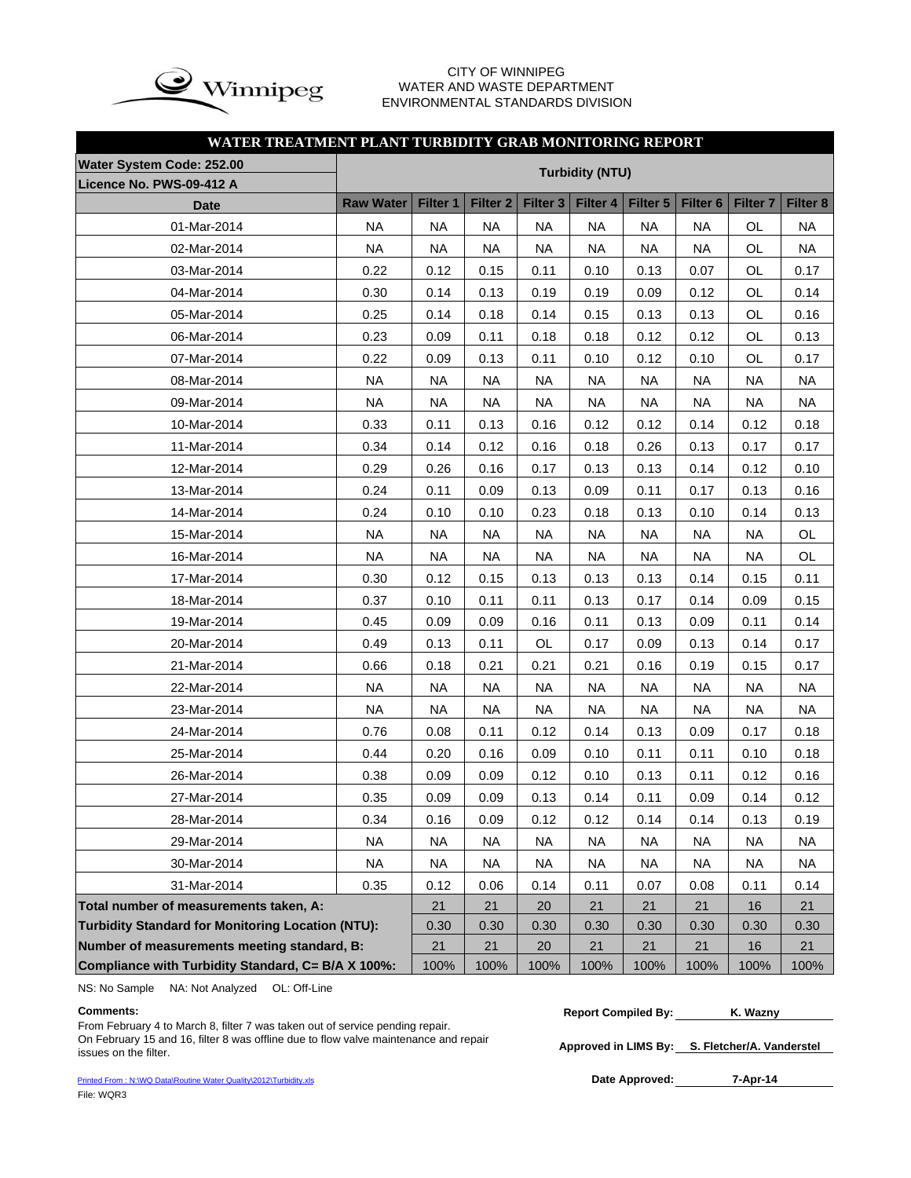CITY OF WINNIPEG
WATER AND WASTE DEPARTMENT
ENVIRONMENTAL STANDARDS DIVISION

## WATER TREATMENT PLANT TURBIDITY GRAB MONITORING REPORT

| Water System Code: 252.00 / Licence No. PWS-09-412 A | Turbidity (NTU) | | | | | | | | |
|---|---|---|---|---|---|---|---|---|---|
| **Date** | **Raw Water** | **Filter 1** | **Filter 2** | **Filter 3** | **Filter 4** | **Filter 5** | **Filter 6** | **Filter 7** | **Filter 8** |
| 01-Mar-2014 | NA | NA | NA | NA | NA | NA | NA | OL | NA |
| 02-Mar-2014 | NA | NA | NA | NA | NA | NA | NA | OL | NA |
| 03-Mar-2014 | 0.22 | 0.12 | 0.15 | 0.11 | 0.10 | 0.13 | 0.07 | OL | 0.17 |
| 04-Mar-2014 | 0.30 | 0.14 | 0.13 | 0.19 | 0.19 | 0.09 | 0.12 | OL | 0.14 |
| 05-Mar-2014 | 0.25 | 0.14 | 0.18 | 0.14 | 0.15 | 0.13 | 0.13 | OL | 0.16 |
| 06-Mar-2014 | 0.23 | 0.09 | 0.11 | 0.18 | 0.18 | 0.12 | 0.12 | OL | 0.13 |
| 07-Mar-2014 | 0.22 | 0.09 | 0.13 | 0.11 | 0.10 | 0.12 | 0.10 | OL | 0.17 |
| 08-Mar-2014 | NA | NA | NA | NA | NA | NA | NA | NA | NA |
| 09-Mar-2014 | NA | NA | NA | NA | NA | NA | NA | NA | NA |
| 10-Mar-2014 | 0.33 | 0.11 | 0.13 | 0.16 | 0.12 | 0.12 | 0.14 | 0.12 | 0.18 |
| 11-Mar-2014 | 0.34 | 0.14 | 0.12 | 0.16 | 0.18 | 0.26 | 0.13 | 0.17 | 0.17 |
| 12-Mar-2014 | 0.29 | 0.26 | 0.16 | 0.17 | 0.13 | 0.13 | 0.14 | 0.12 | 0.10 |
| 13-Mar-2014 | 0.24 | 0.11 | 0.09 | 0.13 | 0.09 | 0.11 | 0.17 | 0.13 | 0.16 |
| 14-Mar-2014 | 0.24 | 0.10 | 0.10 | 0.23 | 0.18 | 0.13 | 0.10 | 0.14 | 0.13 |
| 15-Mar-2014 | NA | NA | NA | NA | NA | NA | NA | NA | OL |
| 16-Mar-2014 | NA | NA | NA | NA | NA | NA | NA | NA | OL |
| 17-Mar-2014 | 0.30 | 0.12 | 0.15 | 0.13 | 0.13 | 0.13 | 0.14 | 0.15 | 0.11 |
| 18-Mar-2014 | 0.37 | 0.10 | 0.11 | 0.11 | 0.13 | 0.17 | 0.14 | 0.09 | 0.15 |
| 19-Mar-2014 | 0.45 | 0.09 | 0.09 | 0.16 | 0.11 | 0.13 | 0.09 | 0.11 | 0.14 |
| 20-Mar-2014 | 0.49 | 0.13 | 0.11 | OL | 0.17 | 0.09 | 0.13 | 0.14 | 0.17 |
| 21-Mar-2014 | 0.66 | 0.18 | 0.21 | 0.21 | 0.21 | 0.16 | 0.19 | 0.15 | 0.17 |
| 22-Mar-2014 | NA | NA | NA | NA | NA | NA | NA | NA | NA |
| 23-Mar-2014 | NA | NA | NA | NA | NA | NA | NA | NA | NA |
| 24-Mar-2014 | 0.76 | 0.08 | 0.11 | 0.12 | 0.14 | 0.13 | 0.09 | 0.17 | 0.18 |
| 25-Mar-2014 | 0.44 | 0.20 | 0.16 | 0.09 | 0.10 | 0.11 | 0.11 | 0.10 | 0.18 |
| 26-Mar-2014 | 0.38 | 0.09 | 0.09 | 0.12 | 0.10 | 0.13 | 0.11 | 0.12 | 0.16 |
| 27-Mar-2014 | 0.35 | 0.09 | 0.09 | 0.13 | 0.14 | 0.11 | 0.09 | 0.14 | 0.12 |
| 28-Mar-2014 | 0.34 | 0.16 | 0.09 | 0.12 | 0.12 | 0.14 | 0.14 | 0.13 | 0.19 |
| 29-Mar-2014 | NA | NA | NA | NA | NA | NA | NA | NA | NA |
| 30-Mar-2014 | NA | NA | NA | NA | NA | NA | NA | NA | NA |
| 31-Mar-2014 | 0.35 | 0.12 | 0.06 | 0.14 | 0.11 | 0.07 | 0.08 | 0.11 | 0.14 |
| **Total number of measurements taken, A:** | | 21 | 21 | 20 | 21 | 21 | 21 | 16 | 21 |
| **Turbidity Standard for Monitoring Location (NTU):** | | 0.30 | 0.30 | 0.30 | 0.30 | 0.30 | 0.30 | 0.30 | 0.30 |
| **Number of measurements meeting standard, B:** | | 21 | 21 | 20 | 21 | 21 | 21 | 16 | 21 |
| **Compliance with Turbidity Standard, C= B/A X 100%:** | | 100% | 100% | 100% | 100% | 100% | 100% | 100% | 100% |

NS: No Sample NA: Not Analyzed OL: Off-Line

**Comments:**

From February 4 to March 8, filter 7 was taken out of service pending repair.
On February 15 and 16, filter 8 was offline due to flow valve maintenance and repair issues on the filter.

**Report Compiled By:** K. Wazny

**Approved in LIMS By:** S. Fletcher/A. Vanderstel

**Date Approved:** 7-Apr-14

Printed From : N:\WQ Data\Routine Water Quality\2012\Turbidity.xls
File: WQR3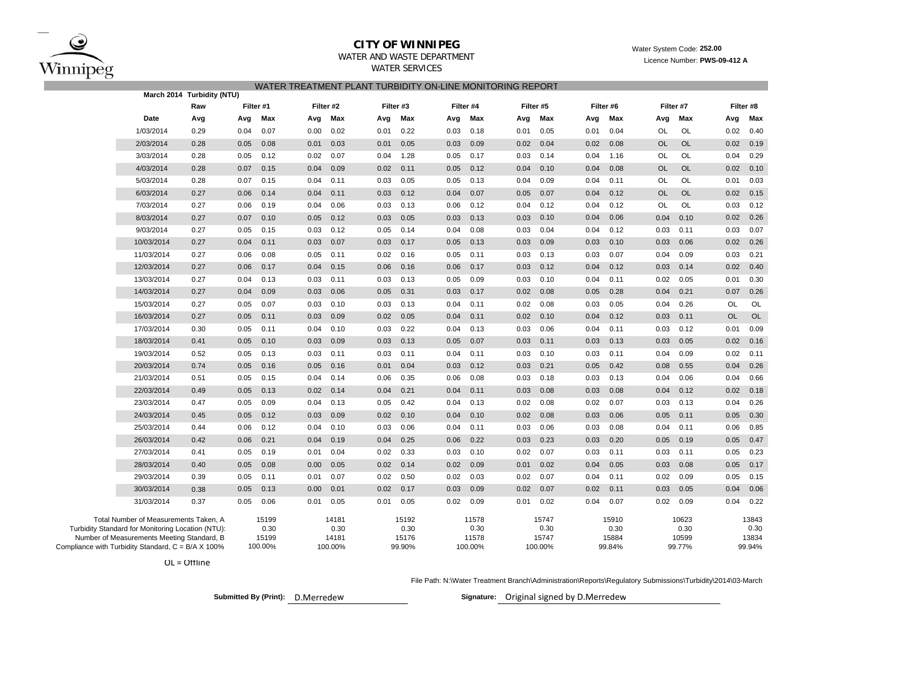# CITY OF WINNIPEG

WATER AND WASTE DEPARTMENT

WATER SERVICES

Water System Code: **252.00**

Licence Number: **PWS-09-412 A**

## WATER TREATMENT PLANT TURBIDITY ON-LINE MONITORING REPORT

**March 2014 Turbidity (NTU)**

| | Raw | Filter #1 | | Filter #2 | | Filter #3 | | Filter #4 | | Filter #5 | | Filter #6 | | Filter #7 | | Filter #8 | |
|---|---|---|---|---|---|---|---|---|---|---|---|---|---|---|---|---|---|
| **Date** | **Avg** | **Avg** | **Max** | **Avg** | **Max** | **Avg** | **Max** | **Avg** | **Max** | **Avg** | **Max** | **Avg** | **Max** | **Avg** | **Max** | **Avg** | **Max** |
| 1/03/2014 | 0.29 | 0.04 | 0.07 | 0.00 | 0.02 | 0.01 | 0.22 | 0.03 | 0.18 | 0.01 | 0.05 | 0.01 | 0.04 | OL | OL | 0.02 | 0.40 |
| 2/03/2014 | 0.28 | 0.05 | 0.08 | 0.01 | 0.03 | 0.01 | 0.05 | 0.03 | 0.09 | 0.02 | 0.04 | 0.02 | 0.08 | OL | OL | 0.02 | 0.19 |
| 3/03/2014 | 0.28 | 0.05 | 0.12 | 0.02 | 0.07 | 0.04 | 1.28 | 0.05 | 0.17 | 0.03 | 0.14 | 0.04 | 1.16 | OL | OL | 0.04 | 0.29 |
| 4/03/2014 | 0.28 | 0.07 | 0.15 | 0.04 | 0.09 | 0.02 | 0.11 | 0.05 | 0.12 | 0.04 | 0.10 | 0.04 | 0.08 | OL | OL | 0.02 | 0.10 |
| 5/03/2014 | 0.28 | 0.07 | 0.15 | 0.04 | 0.11 | 0.03 | 0.05 | 0.05 | 0.13 | 0.04 | 0.09 | 0.04 | 0.11 | OL | OL | 0.01 | 0.03 |
| 6/03/2014 | 0.27 | 0.06 | 0.14 | 0.04 | 0.11 | 0.03 | 0.12 | 0.04 | 0.07 | 0.05 | 0.07 | 0.04 | 0.12 | OL | OL | 0.02 | 0.15 |
| 7/03/2014 | 0.27 | 0.06 | 0.19 | 0.04 | 0.06 | 0.03 | 0.13 | 0.06 | 0.12 | 0.04 | 0.12 | 0.04 | 0.12 | OL | OL | 0.03 | 0.12 |
| 8/03/2014 | 0.27 | 0.07 | 0.10 | 0.05 | 0.12 | 0.03 | 0.05 | 0.03 | 0.13 | 0.03 | 0.10 | 0.04 | 0.06 | 0.04 | 0.10 | 0.02 | 0.26 |
| 9/03/2014 | 0.27 | 0.05 | 0.15 | 0.03 | 0.12 | 0.05 | 0.14 | 0.04 | 0.08 | 0.03 | 0.04 | 0.04 | 0.12 | 0.03 | 0.11 | 0.03 | 0.07 |
| 10/03/2014 | 0.27 | 0.04 | 0.11 | 0.03 | 0.07 | 0.03 | 0.17 | 0.05 | 0.13 | 0.03 | 0.09 | 0.03 | 0.10 | 0.03 | 0.06 | 0.02 | 0.26 |
| 11/03/2014 | 0.27 | 0.06 | 0.08 | 0.05 | 0.11 | 0.02 | 0.16 | 0.05 | 0.11 | 0.03 | 0.13 | 0.03 | 0.07 | 0.04 | 0.09 | 0.03 | 0.21 |
| 12/03/2014 | 0.27 | 0.06 | 0.17 | 0.04 | 0.15 | 0.06 | 0.16 | 0.06 | 0.17 | 0.03 | 0.12 | 0.04 | 0.12 | 0.03 | 0.14 | 0.02 | 0.40 |
| 13/03/2014 | 0.27 | 0.04 | 0.13 | 0.03 | 0.11 | 0.03 | 0.13 | 0.05 | 0.09 | 0.03 | 0.10 | 0.04 | 0.11 | 0.02 | 0.05 | 0.01 | 0.30 |
| 14/03/2014 | 0.27 | 0.04 | 0.09 | 0.03 | 0.06 | 0.05 | 0.31 | 0.03 | 0.17 | 0.02 | 0.08 | 0.05 | 0.28 | 0.04 | 0.21 | 0.07 | 0.26 |
| 15/03/2014 | 0.27 | 0.05 | 0.07 | 0.03 | 0.10 | 0.03 | 0.13 | 0.04 | 0.11 | 0.02 | 0.08 | 0.03 | 0.05 | 0.04 | 0.26 | OL | OL |
| 16/03/2014 | 0.27 | 0.05 | 0.11 | 0.03 | 0.09 | 0.02 | 0.05 | 0.04 | 0.11 | 0.02 | 0.10 | 0.04 | 0.12 | 0.03 | 0.11 | OL | OL |
| 17/03/2014 | 0.30 | 0.05 | 0.11 | 0.04 | 0.10 | 0.03 | 0.22 | 0.04 | 0.13 | 0.03 | 0.06 | 0.04 | 0.11 | 0.03 | 0.12 | 0.01 | 0.09 |
| 18/03/2014 | 0.41 | 0.05 | 0.10 | 0.03 | 0.09 | 0.03 | 0.13 | 0.05 | 0.07 | 0.03 | 0.11 | 0.03 | 0.13 | 0.03 | 0.05 | 0.02 | 0.16 |
| 19/03/2014 | 0.52 | 0.05 | 0.13 | 0.03 | 0.11 | 0.03 | 0.11 | 0.04 | 0.11 | 0.03 | 0.10 | 0.03 | 0.11 | 0.04 | 0.09 | 0.02 | 0.11 |
| 20/03/2014 | 0.74 | 0.05 | 0.16 | 0.05 | 0.16 | 0.01 | 0.04 | 0.03 | 0.12 | 0.03 | 0.21 | 0.05 | 0.42 | 0.08 | 0.55 | 0.04 | 0.26 |
| 21/03/2014 | 0.51 | 0.05 | 0.15 | 0.04 | 0.14 | 0.06 | 0.35 | 0.06 | 0.08 | 0.03 | 0.18 | 0.03 | 0.13 | 0.04 | 0.06 | 0.04 | 0.66 |
| 22/03/2014 | 0.49 | 0.05 | 0.13 | 0.02 | 0.14 | 0.04 | 0.21 | 0.04 | 0.11 | 0.03 | 0.08 | 0.03 | 0.08 | 0.04 | 0.12 | 0.02 | 0.18 |
| 23/03/2014 | 0.47 | 0.05 | 0.09 | 0.04 | 0.13 | 0.05 | 0.42 | 0.04 | 0.13 | 0.02 | 0.08 | 0.02 | 0.07 | 0.03 | 0.13 | 0.04 | 0.26 |
| 24/03/2014 | 0.45 | 0.05 | 0.12 | 0.03 | 0.09 | 0.02 | 0.10 | 0.04 | 0.10 | 0.02 | 0.08 | 0.03 | 0.06 | 0.05 | 0.11 | 0.05 | 0.30 |
| 25/03/2014 | 0.44 | 0.06 | 0.12 | 0.04 | 0.10 | 0.03 | 0.06 | 0.04 | 0.11 | 0.03 | 0.06 | 0.03 | 0.08 | 0.04 | 0.11 | 0.06 | 0.85 |
| 26/03/2014 | 0.42 | 0.06 | 0.21 | 0.04 | 0.19 | 0.04 | 0.25 | 0.06 | 0.22 | 0.03 | 0.23 | 0.03 | 0.20 | 0.05 | 0.19 | 0.05 | 0.47 |
| 27/03/2014 | 0.41 | 0.05 | 0.19 | 0.01 | 0.04 | 0.02 | 0.33 | 0.03 | 0.10 | 0.02 | 0.07 | 0.03 | 0.11 | 0.03 | 0.11 | 0.05 | 0.23 |
| 28/03/2014 | 0.40 | 0.05 | 0.08 | 0.00 | 0.05 | 0.02 | 0.14 | 0.02 | 0.09 | 0.01 | 0.02 | 0.04 | 0.05 | 0.03 | 0.08 | 0.05 | 0.17 |
| 29/03/2014 | 0.39 | 0.05 | 0.11 | 0.01 | 0.07 | 0.02 | 0.50 | 0.02 | 0.03 | 0.02 | 0.07 | 0.04 | 0.11 | 0.02 | 0.09 | 0.05 | 0.15 |
| 30/03/2014 | 0.38 | 0.05 | 0.13 | 0.00 | 0.01 | 0.02 | 0.17 | 0.03 | 0.09 | 0.02 | 0.07 | 0.02 | 0.11 | 0.03 | 0.05 | 0.04 | 0.06 |
| 31/03/2014 | 0.37 | 0.05 | 0.06 | 0.01 | 0.05 | 0.01 | 0.05 | 0.02 | 0.09 | 0.01 | 0.02 | 0.04 | 0.07 | 0.02 | 0.09 | 0.04 | 0.22 |

| | Filter #1 | Filter #2 | Filter #3 | Filter #4 | Filter #5 | Filter #6 | Filter #7 | Filter #8 |
|---|---|---|---|---|---|---|---|---|
| Total Number of Measurements Taken, A | 15199 | 14181 | 15192 | 11578 | 15747 | 15910 | 10623 | 13843 |
| Turbidity Standard for Monitoring Location (NTU): | 0.30 | 0.30 | 0.30 | 0.30 | 0.30 | 0.30 | 0.30 | 0.30 |
| Number of Measurements Meeting Standard, B | 15199 | 14181 | 15176 | 11578 | 15747 | 15884 | 10599 | 13834 |
| Compliance with Turbidity Standard, C = B/A X 100% | 100.00% | 100.00% | 99.90% | 100.00% | 100.00% | 99.84% | 99.77% | 99.94% |

OL = Offline

File Path: N:\Water Treatment Branch\Administration\Reports\Regulatory Submissions\Turbidity\2014\03-March

**Submitted By (Print):** D.Merredew

**Signature:** Original signed by D.Merredew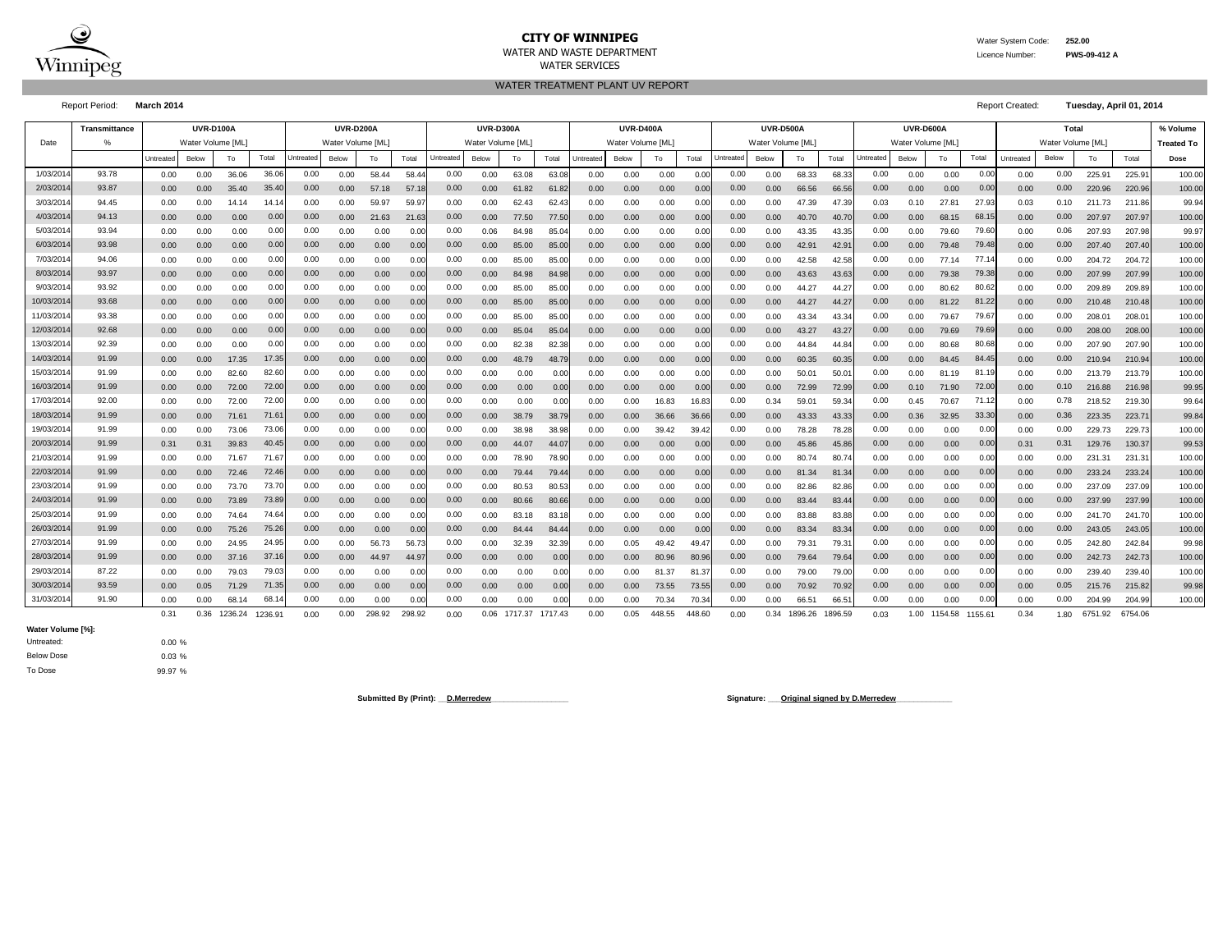**CITY OF WINNIPEG**

WATER AND WASTE DEPARTMENT

WATER SERVICES

Water System Code: **252.00**

Licence Number: **PWS-09-412 A**

WATER TREATMENT PLANT UV REPORT

Report Period: **March 2014**

Report Created: **Tuesday, April 01, 2014**

| Date | Transmittance | UVR-D100A | | | | UVR-D200A | | | | UVR-D300A | | | | UVR-D400A | | | | UVR-D500A | | | | UVR-D600A | | | | Total | | | | % Volume |
|---|---|---|---|---|---|---|---|---|---|---|---|---|---|---|---|---|---|---|---|---|---|---|---|---|---|---|---|---|---|---|
| | % | Water Volume [ML] | | | | Water Volume [ML] | | | | Water Volume [ML] | | | | Water Volume [ML] | | | | Water Volume [ML] | | | | Water Volume [ML] | | | | Water Volume [ML] | | | | Treated To |
| | | Untreated | Below | To | Total | Untreated | Below | To | Total | Untreated | Below | To | Total | Untreated | Below | To | Total | Untreated | Below | To | Total | Untreated | Below | To | Total | Untreated | Below | To | Total | Dose |
| 1/03/2014 | 93.78 | 0.00 | 0.00 | 36.06 | 36.06 | 0.00 | 0.00 | 58.44 | 58.44 | 0.00 | 0.00 | 63.08 | 63.08 | 0.00 | 0.00 | 0.00 | 0.00 | 0.00 | 0.00 | 68.33 | 68.33 | 0.00 | 0.00 | 0.00 | 0.00 | 0.00 | 0.00 | 225.91 | 225.91 | 100.00 |
| 2/03/2014 | 93.87 | 0.00 | 0.00 | 35.40 | 35.40 | 0.00 | 0.00 | 57.18 | 57.18 | 0.00 | 0.00 | 61.82 | 61.82 | 0.00 | 0.00 | 0.00 | 0.00 | 0.00 | 0.00 | 66.56 | 66.56 | 0.00 | 0.00 | 0.00 | 0.00 | 0.00 | 0.00 | 220.96 | 220.96 | 100.00 |
| 3/03/2014 | 94.45 | 0.00 | 0.00 | 14.14 | 14.14 | 0.00 | 0.00 | 59.97 | 59.97 | 0.00 | 0.00 | 62.43 | 62.43 | 0.00 | 0.00 | 0.00 | 0.00 | 0.00 | 0.00 | 47.39 | 47.39 | 0.03 | 0.10 | 27.81 | 27.93 | 0.03 | 0.10 | 211.73 | 211.86 | 99.94 |
| 4/03/2014 | 94.13 | 0.00 | 0.00 | 0.00 | 0.00 | 0.00 | 0.00 | 21.63 | 21.63 | 0.00 | 0.00 | 77.50 | 77.50 | 0.00 | 0.00 | 0.00 | 0.00 | 0.00 | 0.00 | 40.70 | 40.70 | 0.00 | 0.00 | 68.15 | 68.15 | 0.00 | 0.00 | 207.97 | 207.97 | 100.00 |
| 5/03/2014 | 93.94 | 0.00 | 0.00 | 0.00 | 0.00 | 0.00 | 0.00 | 0.00 | 0.00 | 0.00 | 0.06 | 84.98 | 85.04 | 0.00 | 0.00 | 0.00 | 0.00 | 0.00 | 0.00 | 43.35 | 43.35 | 0.00 | 0.00 | 79.60 | 79.60 | 0.00 | 0.06 | 207.93 | 207.98 | 99.97 |
| 6/03/2014 | 93.98 | 0.00 | 0.00 | 0.00 | 0.00 | 0.00 | 0.00 | 0.00 | 0.00 | 0.00 | 0.00 | 85.00 | 85.00 | 0.00 | 0.00 | 0.00 | 0.00 | 0.00 | 0.00 | 42.91 | 42.91 | 0.00 | 0.00 | 79.48 | 79.48 | 0.00 | 0.00 | 207.40 | 207.40 | 100.00 |
| 7/03/2014 | 94.06 | 0.00 | 0.00 | 0.00 | 0.00 | 0.00 | 0.00 | 0.00 | 0.00 | 0.00 | 0.00 | 85.00 | 85.00 | 0.00 | 0.00 | 0.00 | 0.00 | 0.00 | 0.00 | 42.58 | 42.58 | 0.00 | 0.00 | 77.14 | 77.14 | 0.00 | 0.00 | 204.72 | 204.72 | 100.00 |
| 8/03/2014 | 93.97 | 0.00 | 0.00 | 0.00 | 0.00 | 0.00 | 0.00 | 0.00 | 0.00 | 0.00 | 0.00 | 84.98 | 84.98 | 0.00 | 0.00 | 0.00 | 0.00 | 0.00 | 0.00 | 43.63 | 43.63 | 0.00 | 0.00 | 79.38 | 79.38 | 0.00 | 0.00 | 207.99 | 207.99 | 100.00 |
| 9/03/2014 | 93.92 | 0.00 | 0.00 | 0.00 | 0.00 | 0.00 | 0.00 | 0.00 | 0.00 | 0.00 | 0.00 | 85.00 | 85.00 | 0.00 | 0.00 | 0.00 | 0.00 | 0.00 | 0.00 | 44.27 | 44.27 | 0.00 | 0.00 | 80.62 | 80.62 | 0.00 | 0.00 | 209.89 | 209.89 | 100.00 |
| 10/03/2014 | 93.68 | 0.00 | 0.00 | 0.00 | 0.00 | 0.00 | 0.00 | 0.00 | 0.00 | 0.00 | 0.00 | 85.00 | 85.00 | 0.00 | 0.00 | 0.00 | 0.00 | 0.00 | 0.00 | 44.27 | 44.27 | 0.00 | 0.00 | 81.22 | 81.22 | 0.00 | 0.00 | 210.48 | 210.48 | 100.00 |
| 11/03/2014 | 93.38 | 0.00 | 0.00 | 0.00 | 0.00 | 0.00 | 0.00 | 0.00 | 0.00 | 0.00 | 0.00 | 85.00 | 85.00 | 0.00 | 0.00 | 0.00 | 0.00 | 0.00 | 0.00 | 43.34 | 43.34 | 0.00 | 0.00 | 79.67 | 79.67 | 0.00 | 0.00 | 208.01 | 208.01 | 100.00 |
| 12/03/2014 | 92.68 | 0.00 | 0.00 | 0.00 | 0.00 | 0.00 | 0.00 | 0.00 | 0.00 | 0.00 | 0.00 | 85.04 | 85.04 | 0.00 | 0.00 | 0.00 | 0.00 | 0.00 | 0.00 | 43.27 | 43.27 | 0.00 | 0.00 | 79.69 | 79.69 | 0.00 | 0.00 | 208.00 | 208.00 | 100.00 |
| 13/03/2014 | 92.39 | 0.00 | 0.00 | 0.00 | 0.00 | 0.00 | 0.00 | 0.00 | 0.00 | 0.00 | 0.00 | 82.38 | 82.38 | 0.00 | 0.00 | 0.00 | 0.00 | 0.00 | 0.00 | 44.84 | 44.84 | 0.00 | 0.00 | 80.68 | 80.68 | 0.00 | 0.00 | 207.90 | 207.90 | 100.00 |
| 14/03/2014 | 91.99 | 0.00 | 0.00 | 17.35 | 17.35 | 0.00 | 0.00 | 0.00 | 0.00 | 0.00 | 0.00 | 48.79 | 48.79 | 0.00 | 0.00 | 0.00 | 0.00 | 0.00 | 0.00 | 60.35 | 60.35 | 0.00 | 0.00 | 84.45 | 84.45 | 0.00 | 0.00 | 210.94 | 210.94 | 100.00 |
| 15/03/2014 | 91.99 | 0.00 | 0.00 | 82.60 | 82.60 | 0.00 | 0.00 | 0.00 | 0.00 | 0.00 | 0.00 | 0.00 | 0.00 | 0.00 | 0.00 | 0.00 | 0.00 | 0.00 | 0.00 | 50.01 | 50.01 | 0.00 | 0.00 | 81.19 | 81.19 | 0.00 | 0.00 | 213.79 | 213.79 | 100.00 |
| 16/03/2014 | 91.99 | 0.00 | 0.00 | 72.00 | 72.00 | 0.00 | 0.00 | 0.00 | 0.00 | 0.00 | 0.00 | 0.00 | 0.00 | 0.00 | 0.00 | 0.00 | 0.00 | 0.00 | 0.00 | 72.99 | 72.99 | 0.00 | 0.10 | 71.90 | 72.00 | 0.00 | 0.10 | 216.88 | 216.98 | 99.95 |
| 17/03/2014 | 92.00 | 0.00 | 0.00 | 72.00 | 72.00 | 0.00 | 0.00 | 0.00 | 0.00 | 0.00 | 0.00 | 0.00 | 0.00 | 0.00 | 0.00 | 16.83 | 16.83 | 0.00 | 0.34 | 59.01 | 59.34 | 0.00 | 0.45 | 70.67 | 71.12 | 0.00 | 0.78 | 218.52 | 219.30 | 99.64 |
| 18/03/2014 | 91.99 | 0.00 | 0.00 | 71.61 | 71.61 | 0.00 | 0.00 | 0.00 | 0.00 | 0.00 | 0.00 | 38.79 | 38.79 | 0.00 | 0.00 | 36.66 | 36.66 | 0.00 | 0.00 | 43.33 | 43.33 | 0.00 | 0.36 | 32.95 | 33.30 | 0.00 | 0.36 | 223.35 | 223.71 | 99.84 |
| 19/03/2014 | 91.99 | 0.00 | 0.00 | 73.06 | 73.06 | 0.00 | 0.00 | 0.00 | 0.00 | 0.00 | 0.00 | 38.98 | 38.98 | 0.00 | 0.00 | 39.42 | 39.42 | 0.00 | 0.00 | 78.28 | 78.28 | 0.00 | 0.00 | 0.00 | 0.00 | 0.00 | 0.00 | 229.73 | 229.73 | 100.00 |
| 20/03/2014 | 91.99 | 0.31 | 0.31 | 39.83 | 40.45 | 0.00 | 0.00 | 0.00 | 0.00 | 0.00 | 0.00 | 44.07 | 44.07 | 0.00 | 0.00 | 0.00 | 0.00 | 0.00 | 0.00 | 45.86 | 45.86 | 0.00 | 0.00 | 0.00 | 0.00 | 0.31 | 0.31 | 129.76 | 130.37 | 99.53 |
| 21/03/2014 | 91.99 | 0.00 | 0.00 | 71.67 | 71.67 | 0.00 | 0.00 | 0.00 | 0.00 | 0.00 | 0.00 | 78.90 | 78.90 | 0.00 | 0.00 | 0.00 | 0.00 | 0.00 | 0.00 | 80.74 | 80.74 | 0.00 | 0.00 | 0.00 | 0.00 | 0.00 | 0.00 | 231.31 | 231.31 | 100.00 |
| 22/03/2014 | 91.99 | 0.00 | 0.00 | 72.46 | 72.46 | 0.00 | 0.00 | 0.00 | 0.00 | 0.00 | 0.00 | 79.44 | 79.44 | 0.00 | 0.00 | 0.00 | 0.00 | 0.00 | 0.00 | 81.34 | 81.34 | 0.00 | 0.00 | 0.00 | 0.00 | 0.00 | 0.00 | 233.24 | 233.24 | 100.00 |
| 23/03/2014 | 91.99 | 0.00 | 0.00 | 73.70 | 73.70 | 0.00 | 0.00 | 0.00 | 0.00 | 0.00 | 0.00 | 80.53 | 80.53 | 0.00 | 0.00 | 0.00 | 0.00 | 0.00 | 0.00 | 82.86 | 82.86 | 0.00 | 0.00 | 0.00 | 0.00 | 0.00 | 0.00 | 237.09 | 237.09 | 100.00 |
| 24/03/2014 | 91.99 | 0.00 | 0.00 | 73.89 | 73.89 | 0.00 | 0.00 | 0.00 | 0.00 | 0.00 | 0.00 | 80.66 | 80.66 | 0.00 | 0.00 | 0.00 | 0.00 | 0.00 | 0.00 | 83.44 | 83.44 | 0.00 | 0.00 | 0.00 | 0.00 | 0.00 | 0.00 | 237.99 | 237.99 | 100.00 |
| 25/03/2014 | 91.99 | 0.00 | 0.00 | 74.64 | 74.64 | 0.00 | 0.00 | 0.00 | 0.00 | 0.00 | 0.00 | 83.18 | 83.18 | 0.00 | 0.00 | 0.00 | 0.00 | 0.00 | 0.00 | 83.88 | 83.88 | 0.00 | 0.00 | 0.00 | 0.00 | 0.00 | 0.00 | 241.70 | 241.70 | 100.00 |
| 26/03/2014 | 91.99 | 0.00 | 0.00 | 75.26 | 75.26 | 0.00 | 0.00 | 0.00 | 0.00 | 0.00 | 0.00 | 84.44 | 84.44 | 0.00 | 0.00 | 0.00 | 0.00 | 0.00 | 0.00 | 83.34 | 83.34 | 0.00 | 0.00 | 0.00 | 0.00 | 0.00 | 0.00 | 243.05 | 243.05 | 100.00 |
| 27/03/2014 | 91.99 | 0.00 | 0.00 | 24.95 | 24.95 | 0.00 | 0.00 | 56.73 | 56.73 | 0.00 | 0.00 | 32.39 | 32.39 | 0.00 | 0.05 | 49.42 | 49.47 | 0.00 | 0.00 | 79.31 | 79.31 | 0.00 | 0.00 | 0.00 | 0.00 | 0.00 | 0.05 | 242.80 | 242.84 | 99.98 |
| 28/03/2014 | 91.99 | 0.00 | 0.00 | 37.16 | 37.16 | 0.00 | 0.00 | 44.97 | 44.97 | 0.00 | 0.00 | 0.00 | 0.00 | 0.00 | 0.00 | 80.96 | 80.96 | 0.00 | 0.00 | 79.64 | 79.64 | 0.00 | 0.00 | 0.00 | 0.00 | 0.00 | 0.00 | 242.73 | 242.73 | 100.00 |
| 29/03/2014 | 87.22 | 0.00 | 0.00 | 79.03 | 79.03 | 0.00 | 0.00 | 0.00 | 0.00 | 0.00 | 0.00 | 0.00 | 0.00 | 0.00 | 0.00 | 81.37 | 81.37 | 0.00 | 0.00 | 79.00 | 79.00 | 0.00 | 0.00 | 0.00 | 0.00 | 0.00 | 0.00 | 239.40 | 239.40 | 100.00 |
| 30/03/2014 | 93.59 | 0.00 | 0.05 | 71.29 | 71.35 | 0.00 | 0.00 | 0.00 | 0.00 | 0.00 | 0.00 | 0.00 | 0.00 | 0.00 | 0.00 | 73.55 | 73.55 | 0.00 | 0.00 | 70.92 | 70.92 | 0.00 | 0.00 | 0.00 | 0.00 | 0.00 | 0.05 | 215.76 | 215.82 | 99.98 |
| 31/03/2014 | 91.90 | 0.00 | 0.00 | 68.14 | 68.14 | 0.00 | 0.00 | 0.00 | 0.00 | 0.00 | 0.00 | 0.00 | 0.00 | 0.00 | 0.00 | 70.34 | 70.34 | 0.00 | 0.00 | 66.51 | 66.51 | 0.00 | 0.00 | 0.00 | 0.00 | 0.00 | 0.00 | 204.99 | 204.99 | 100.00 |
| | | 0.31 | 0.36 | 1236.24 | 1236.91 | 0.00 | 0.00 | 298.92 | 298.92 | 0.00 | 0.06 | 1717.37 | 1717.43 | 0.00 | 0.05 | 448.55 | 448.60 | 0.00 | 0.34 | 1896.26 | 1896.59 | 0.03 | 1.00 | 1154.58 | 1155.61 | 0.34 | 1.80 | 6751.92 | 6754.06 | |

**Water Volume [%]:**

| | |
|---|---|
| Untreated: | 0.00 % |
| Below Dose | 0.03 % |
| To Dose | 99.97 % |

**Submitted By (Print): D.Merredew**

**Signature: Original signed by D.Merredew**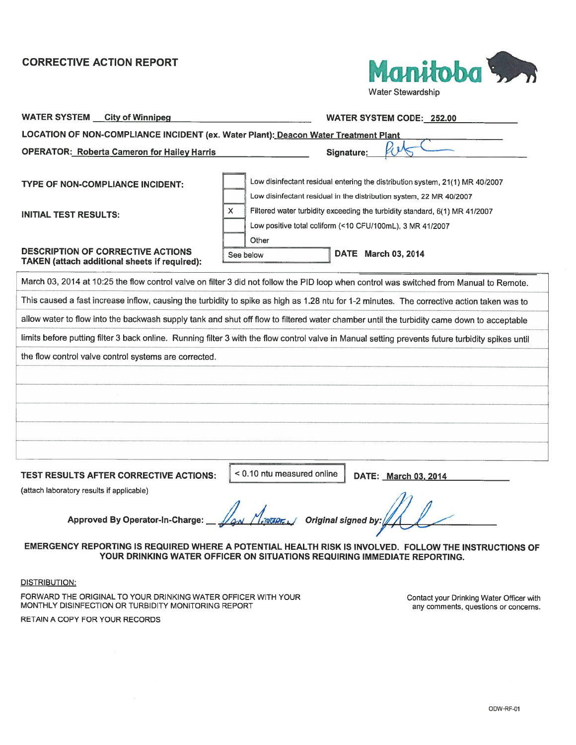# CORRECTIVE ACTION REPORT

Manitoba
Water Stewardship

**WATER SYSTEM** City of Winnipeg **WATER SYSTEM CODE:** 252.00

**LOCATION OF NON-COMPLIANCE INCIDENT (ex. Water Plant):** Deacon Water Treatment Plant

**OPERATOR:** Roberta Cameron for Hailey Harris **Signature:** [signature]

**TYPE OF NON-COMPLIANCE INCIDENT:**

- [ ] Low disinfectant residual entering the distribution system, 21(1) MR 40/2007
- [ ] Low disinfectant residual in the distribution system, 22 MR 40/2007
- [X] Filtered water turbidity exceeding the turbidity standard, 6(1) MR 41/2007
- [ ] Low positive total coliform (<10 CFU/100mL), 3 MR 41/2007
- [ ] Other

**INITIAL TEST RESULTS:** See below **DATE** March 03, 2014

**DESCRIPTION OF CORRECTIVE ACTIONS TAKEN (attach additional sheets if required):**

March 03, 2014 at 10:25 the flow control valve on filter 3 did not follow the PID loop when control was switched from Manual to Remote. This caused a fast increase inflow, causing the turbidity to spike as high as 1.28 ntu for 1-2 minutes. The corrective action taken was to allow water to flow into the backwash supply tank and shut off flow to filtered water chamber until the turbidity came down to acceptable limits before putting filter 3 back online. Running filter 3 with the flow control valve in Manual setting prevents future turbidity spikes until the flow control valve control systems are corrected.

**TEST RESULTS AFTER CORRECTIVE ACTIONS:** < 0.10 ntu measured online **DATE:** March 03, 2014

(attach laboratory results if applicable)

**Approved By Operator-In-Charge:** [signature] ***Original signed by:*** [signature]

**EMERGENCY REPORTING IS REQUIRED WHERE A POTENTIAL HEALTH RISK IS INVOLVED. FOLLOW THE INSTRUCTIONS OF YOUR DRINKING WATER OFFICER ON SITUATIONS REQUIRING IMMEDIATE REPORTING.**

DISTRIBUTION:

FORWARD THE ORIGINAL TO YOUR DRINKING WATER OFFICER WITH YOUR MONTHLY DISINFECTION OR TURBIDITY MONITORING REPORT

RETAIN A COPY FOR YOUR RECORDS

Contact your Drinking Water Officer with any comments, questions or concerns.

ODW-RF-01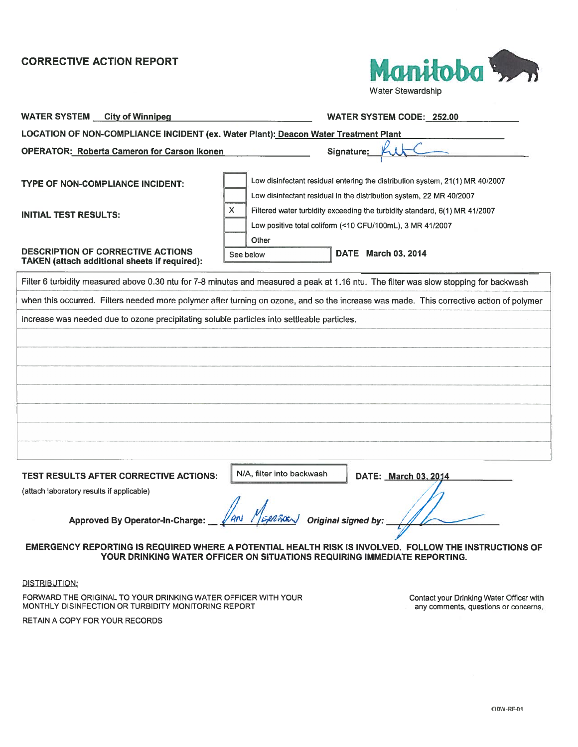# CORRECTIVE ACTION REPORT

Manitoba
Water Stewardship

**WATER SYSTEM** City of Winnipeg **WATER SYSTEM CODE:** 252.00

**LOCATION OF NON-COMPLIANCE INCIDENT (ex. Water Plant):** Deacon Water Treatment Plant

**OPERATOR:** Roberta Cameron for Carson Ikonen **Signature:** [signature]

**TYPE OF NON-COMPLIANCE INCIDENT:**

| | |
|---|---|
| | Low disinfectant residual entering the distribution system, 21(1) MR 40/2007 |
| | Low disinfectant residual in the distribution system, 22 MR 40/2007 |
| X | Filtered water turbidity exceeding the turbidity standard, 6(1) MR 41/2007 |
| | Low positive total coliform (<10 CFU/100mL), 3 MR 41/2007 |
| | Other |

**INITIAL TEST RESULTS:** See below **DATE** March 03, 2014

**DESCRIPTION OF CORRECTIVE ACTIONS TAKEN (attach additional sheets if required):**

Filter 6 turbidity measured above 0.30 ntu for 7-8 minutes and measured a peak at 1.16 ntu. The filter was slow stopping for backwash when this occurred. Filters needed more polymer after turning on ozone, and so the increase was made. This corrective action of polymer increase was needed due to ozone precipitating soluble particles into settleable particles.

**TEST RESULTS AFTER CORRECTIVE ACTIONS:** N/A, filter into backwash **DATE:** March 03, 2014

(attach laboratory results if applicable)

**Approved By Operator-In-Charge:** [signature] ***Original signed by:*** [signature]

**EMERGENCY REPORTING IS REQUIRED WHERE A POTENTIAL HEALTH RISK IS INVOLVED. FOLLOW THE INSTRUCTIONS OF YOUR DRINKING WATER OFFICER ON SITUATIONS REQUIRING IMMEDIATE REPORTING.**

DISTRIBUTION:

FORWARD THE ORIGINAL TO YOUR DRINKING WATER OFFICER WITH YOUR MONTHLY DISINFECTION OR TURBIDITY MONITORING REPORT

RETAIN A COPY FOR YOUR RECORDS

Contact your Drinking Water Officer with any comments, questions or concerns.

ODW-RF-01